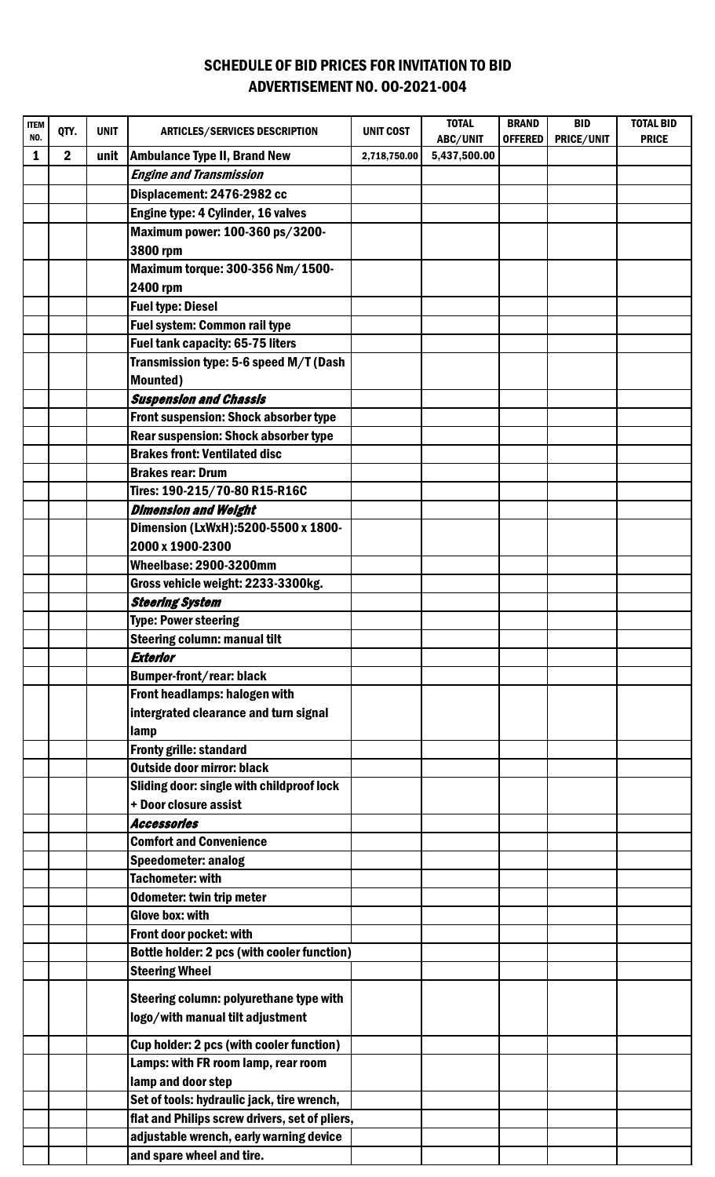## SCHEDULE OF BID PRICES FOR INVITATION TO BID
## ADVERTISEMENT NO. OO-2021-004

| ITEM NO. | QTY. | UNIT | ARTICLES/SERVICES DESCRIPTION | UNIT COST | TOTAL ABC/UNIT | BRAND OFFERED | BID PRICE/UNIT | TOTAL BID PRICE |
|---|---|---|---|---|---|---|---|---|
| 1 | 2 | unit | **Ambulance Type II, Brand New** | 2,718,750.00 | 5,437,500.00 | | | |
| | | | ***Engine and Transmission*** | | | | | |
| | | | **Displacement: 2476-2982 cc** | | | | | |
| | | | **Engine type: 4 Cylinder, 16 valves** | | | | | |
| | | | **Maximum power: 100-360 ps/3200-3800 rpm** | | | | | |
| | | | **Maximum torque: 300-356 Nm/1500-2400 rpm** | | | | | |
| | | | **Fuel type: Diesel** | | | | | |
| | | | **Fuel system: Common rail type** | | | | | |
| | | | **Fuel tank capacity: 65-75 liters** | | | | | |
| | | | **Transmission type: 5-6 speed M/T (Dash Mounted)** | | | | | |
| | | | ***Suspension and Chassis*** | | | | | |
| | | | **Front suspension: Shock absorber type** | | | | | |
| | | | **Rear suspension: Shock absorber type** | | | | | |
| | | | **Brakes front: Ventilated disc** | | | | | |
| | | | **Brakes rear: Drum** | | | | | |
| | | | **Tires: 190-215/70-80 R15-R16C** | | | | | |
| | | | ***Dimension and Weight*** | | | | | |
| | | | **Dimension (LxWxH):5200-5500 x 1800-2000 x 1900-2300** | | | | | |
| | | | **Wheelbase: 2900-3200mm** | | | | | |
| | | | **Gross vehicle weight: 2233-3300kg.** | | | | | |
| | | | ***Steering System*** | | | | | |
| | | | **Type: Power steering** | | | | | |
| | | | **Steering column: manual tilt** | | | | | |
| | | | ***Exterior*** | | | | | |
| | | | **Bumper-front/rear: black** | | | | | |
| | | | **Front headlamps: halogen with intergrated clearance and turn signal lamp** | | | | | |
| | | | **Fronty grille: standard** | | | | | |
| | | | **Outside door mirror: black** | | | | | |
| | | | **Sliding door: single with childproof lock + Door closure assist** | | | | | |
| | | | ***Accessories*** | | | | | |
| | | | **Comfort and Convenience** | | | | | |
| | | | **Speedometer: analog** | | | | | |
| | | | **Tachometer: with** | | | | | |
| | | | **Odometer: twin trip meter** | | | | | |
| | | | **Glove box: with** | | | | | |
| | | | **Front door pocket: with** | | | | | |
| | | | **Bottle holder: 2 pcs (with cooler function)** | | | | | |
| | | | **Steering Wheel** | | | | | |
| | | | **Steering column: polyurethane type with logo/with manual tilt adjustment** | | | | | |
| | | | **Cup holder: 2 pcs (with cooler function)** | | | | | |
| | | | **Lamps: with FR room lamp, rear room lamp and door step** | | | | | |
| | | | **Set of tools: hydraulic jack, tire wrench,** | | | | | |
| | | | **flat and Philips screw drivers, set of pliers,** | | | | | |
| | | | **adjustable wrench, early warning device** | | | | | |
| | | | **and spare wheel and tire.** | | | | | |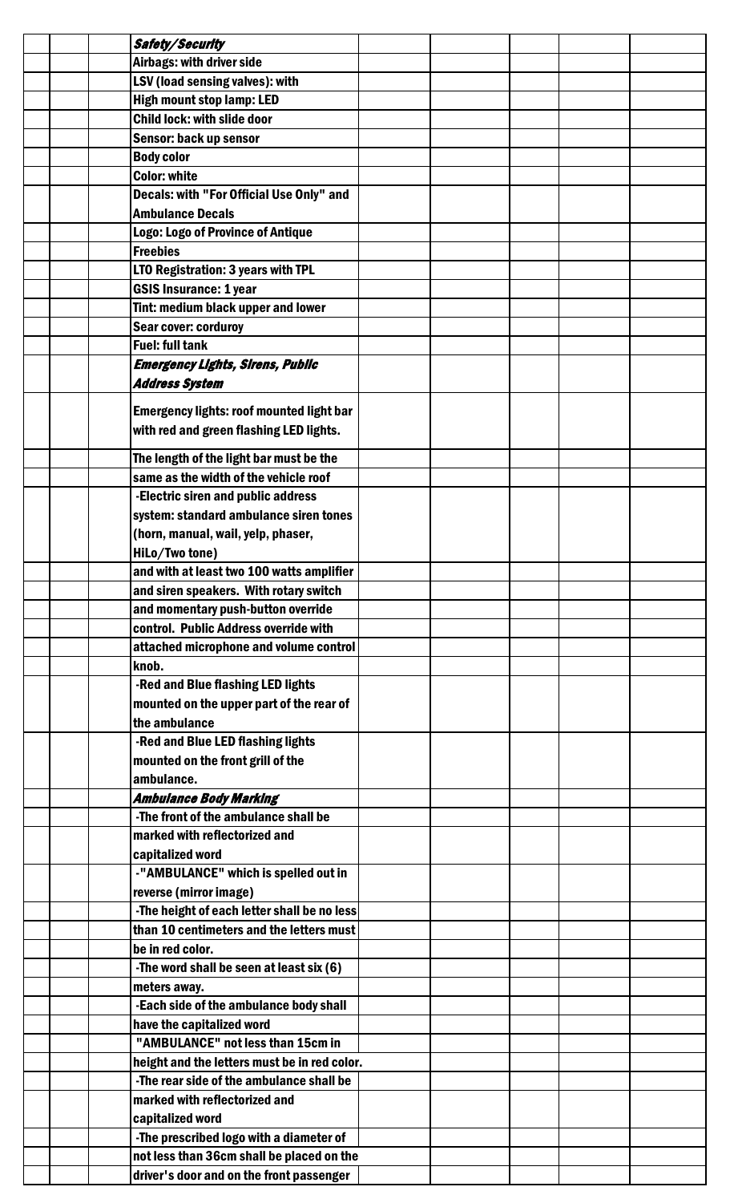| | | | | | | | |
|---|---|---|---|---|---|---|---|
| | | | ***Safety/Security*** | | | | |
| | | | **Airbags: with driver side** | | | | |
| | | | **LSV (load sensing valves): with** | | | | |
| | | | **High mount stop lamp: LED** | | | | |
| | | | **Child lock: with slide door** | | | | |
| | | | **Sensor: back up sensor** | | | | |
| | | | **Body color** | | | | |
| | | | **Color: white** | | | | |
| | | | **Decals: with "For Official Use Only" and Ambulance Decals** | | | | |
| | | | **Logo: Logo of Province of Antique** | | | | |
| | | | **Freebies** | | | | |
| | | | **LTO Registration: 3 years with TPL** | | | | |
| | | | **GSIS Insurance: 1 year** | | | | |
| | | | **Tint: medium black upper and lower** | | | | |
| | | | **Sear cover: corduroy** | | | | |
| | | | **Fuel: full tank** | | | | |
| | | | ***Emergency Lights, Sirens, Public Address System*** | | | | |
| | | | **Emergency lights: roof mounted light bar with red and green flashing LED lights.** | | | | |
| | | | **The length of the light bar must be the** | | | | |
| | | | **same as the width of the vehicle roof** | | | | |
| | | | **-Electric siren and public address system: standard ambulance siren tones (horn, manual, wail, yelp, phaser, HiLo/Two tone)** | | | | |
| | | | **and with at least two 100 watts amplifier** | | | | |
| | | | **and siren speakers. With rotary switch** | | | | |
| | | | **and momentary push-button override** | | | | |
| | | | **control. Public Address override with** | | | | |
| | | | **attached microphone and volume control** | | | | |
| | | | **knob.** | | | | |
| | | | **-Red and Blue flashing LED lights mounted on the upper part of the rear of the ambulance** | | | | |
| | | | **-Red and Blue LED flashing lights mounted on the front grill of the ambulance.** | | | | |
| | | | ***Ambulance Body Marking*** | | | | |
| | | | **-The front of the ambulance shall be marked with reflectorized and capitalized word** | | | | |
| | | | **-"AMBULANCE" which is spelled out in reverse (mirror image)** | | | | |
| | | | **-The height of each letter shall be no less** | | | | |
| | | | **than 10 centimeters and the letters must** | | | | |
| | | | **be in red color.** | | | | |
| | | | **-The word shall be seen at least six (6)** | | | | |
| | | | **meters away.** | | | | |
| | | | **-Each side of the ambulance body shall** | | | | |
| | | | **have the capitalized word** | | | | |
| | | | **"AMBULANCE" not less than 15cm in** | | | | |
| | | | **height and the letters must be in red color.** | | | | |
| | | | **-The rear side of the ambulance shall be** | | | | |
| | | | **marked with reflectorized and** | | | | |
| | | | **capitalized word** | | | | |
| | | | **-The prescribed logo with a diameter of** | | | | |
| | | | **not less than 36cm shall be placed on the** | | | | |
| | | | **driver's door and on the front passenger** | | | | |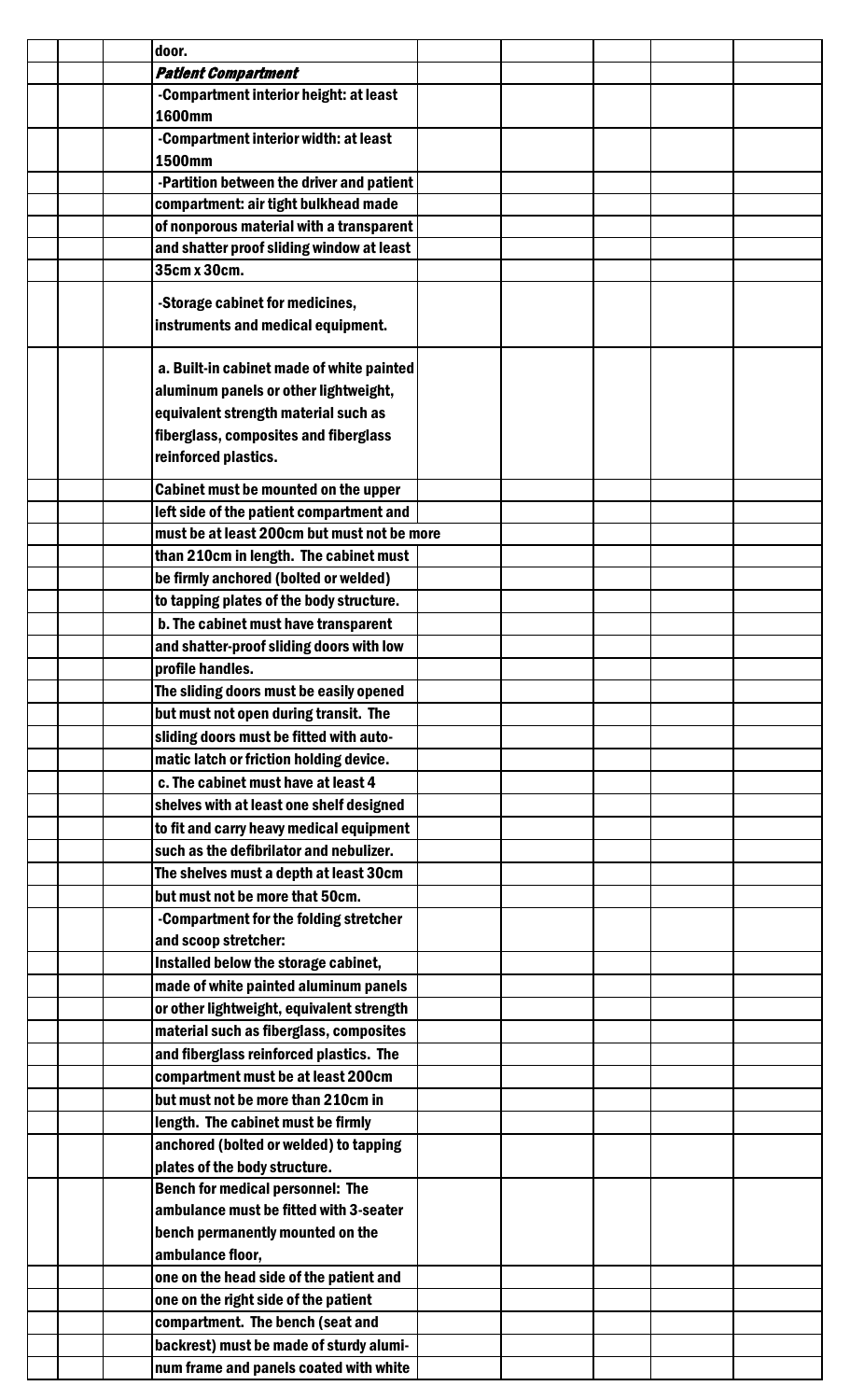| | | | | | | | |
|---|---|---|---|---|---|---|---|
| | | | door. | | | | |
| | | | ***Patient Compartment*** | | | | |
| | | | -Compartment interior height: at least 1600mm | | | | |
| | | | -Compartment interior width: at least 1500mm | | | | |
| | | | -Partition between the driver and patient | | | | |
| | | | compartment: air tight bulkhead made | | | | |
| | | | of nonporous material with a transparent | | | | |
| | | | and shatter proof sliding window at least | | | | |
| | | | 35cm x 30cm. | | | | |
| | | | -Storage cabinet for medicines, instruments and medical equipment. | | | | |
| | | | a. Built-in cabinet made of white painted aluminum panels or other lightweight, equivalent strength material such as fiberglass, composites and fiberglass reinforced plastics. | | | | |
| | | | Cabinet must be mounted on the upper | | | | |
| | | | left side of the patient compartment and | | | | |
| | | | must be at least 200cm but must not be more | | | | |
| | | | than 210cm in length. The cabinet must | | | | |
| | | | be firmly anchored (bolted or welded) | | | | |
| | | | to tapping plates of the body structure. | | | | |
| | | | b. The cabinet must have transparent | | | | |
| | | | and shatter-proof sliding doors with low | | | | |
| | | | profile handles. | | | | |
| | | | The sliding doors must be easily opened | | | | |
| | | | but must not open during transit. The | | | | |
| | | | sliding doors must be fitted with auto- | | | | |
| | | | matic latch or friction holding device. | | | | |
| | | | c. The cabinet must have at least 4 | | | | |
| | | | shelves with at least one shelf designed | | | | |
| | | | to fit and carry heavy medical equipment | | | | |
| | | | such as the defibrilator and nebulizer. | | | | |
| | | | The shelves must a depth at least 30cm | | | | |
| | | | but must not be more that 50cm. | | | | |
| | | | -Compartment for the folding stretcher and scoop stretcher: | | | | |
| | | | Installed below the storage cabinet, | | | | |
| | | | made of white painted aluminum panels | | | | |
| | | | or other lightweight, equivalent strength | | | | |
| | | | material such as fiberglass, composites | | | | |
| | | | and fiberglass reinforced plastics. The | | | | |
| | | | compartment must be at least 200cm | | | | |
| | | | but must not be more than 210cm in | | | | |
| | | | length. The cabinet must be firmly | | | | |
| | | | anchored (bolted or welded) to tapping plates of the body structure. | | | | |
| | | | Bench for medical personnel: The ambulance must be fitted with 3-seater bench permanently mounted on the ambulance floor, | | | | |
| | | | one on the head side of the patient and | | | | |
| | | | one on the right side of the patient | | | | |
| | | | compartment. The bench (seat and | | | | |
| | | | backrest) must be made of sturdy alumi- | | | | |
| | | | num frame and panels coated with white | | | | |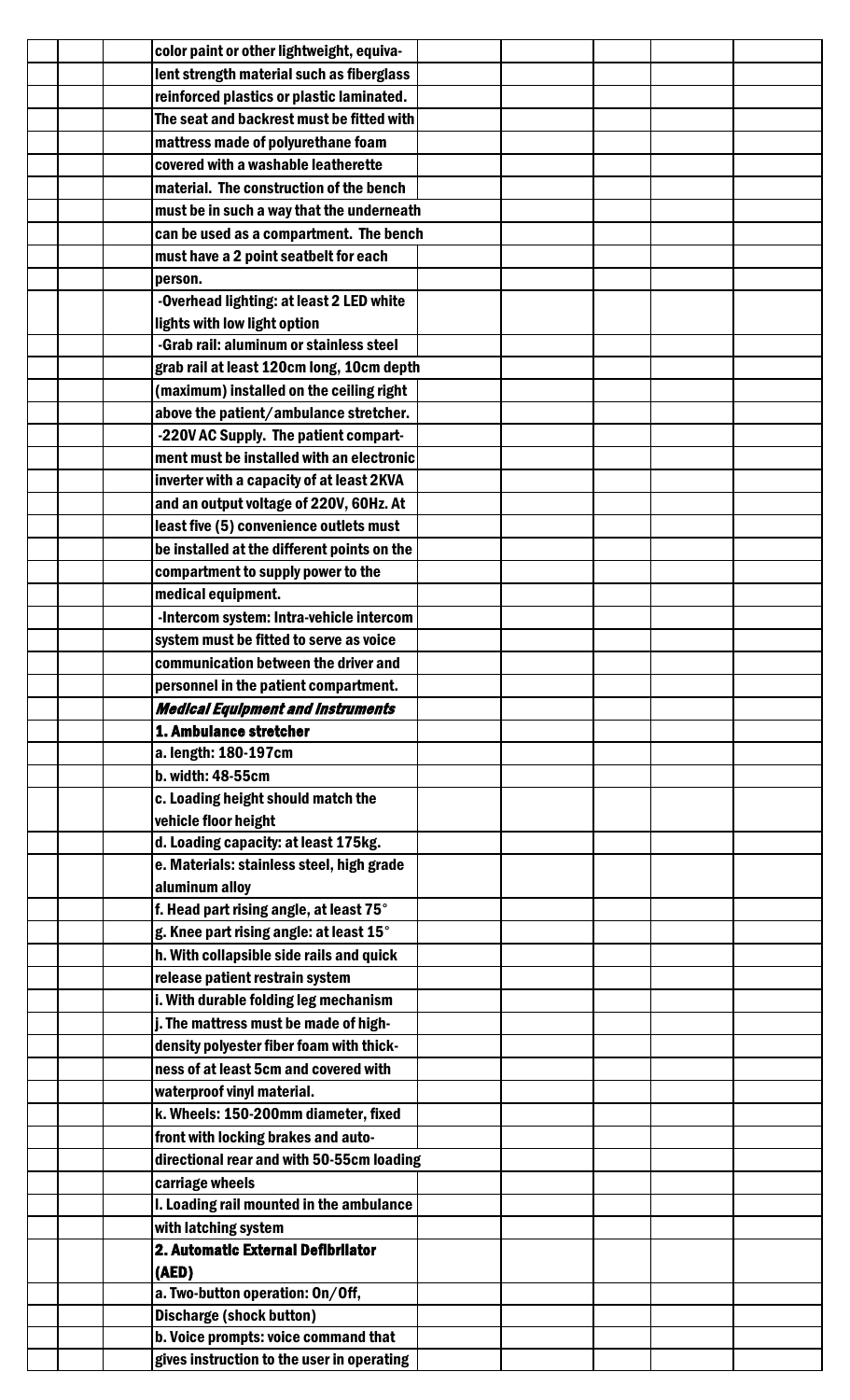| | | | | | | |
|---|---|---|---|---|---|---|
| | | color paint or other lightweight, equivalent strength material such as fiberglass reinforced plastics or plastic laminated. The seat and backrest must be fitted with mattress made of polyurethane foam covered with a washable leatherette material. The construction of the bench must be in such a way that the underneath can be used as a compartment. The bench must have a 2 point seatbelt for each person. | | | | |
| | | -Overhead lighting: at least 2 LED white lights with low light option | | | | |
| | | -Grab rail: aluminum or stainless steel grab rail at least 120cm long, 10cm depth (maximum) installed on the ceiling right above the patient/ambulance stretcher. | | | | |
| | | -220V AC Supply. The patient compartment must be installed with an electronic inverter with a capacity of at least 2KVA and an output voltage of 220V, 60Hz. At least five (5) convenience outlets must be installed at the different points on the compartment to supply power to the medical equipment. | | | | |
| | | -Intercom system: Intra-vehicle intercom system must be fitted to serve as voice communication between the driver and personnel in the patient compartment. | | | | |
| | | ***Medical Equipment and Instruments*** | | | | |
| | | **1. Ambulance stretcher** | | | | |
| | | a. length: 180-197cm | | | | |
| | | b. width: 48-55cm | | | | |
| | | c. Loading height should match the vehicle floor height | | | | |
| | | d. Loading capacity: at least 175kg. | | | | |
| | | e. Materials: stainless steel, high grade aluminum alloy | | | | |
| | | f. Head part rising angle, at least 75° | | | | |
| | | g. Knee part rising angle: at least 15° | | | | |
| | | h. With collapsible side rails and quick release patient restrain system | | | | |
| | | i. With durable folding leg mechanism | | | | |
| | | j. The mattress must be made of high-density polyester fiber foam with thickness of at least 5cm and covered with waterproof vinyl material. | | | | |
| | | k. Wheels: 150-200mm diameter, fixed front with locking brakes and auto-directional rear and with 50-55cm loading carriage wheels | | | | |
| | | l. Loading rail mounted in the ambulance with latching system | | | | |
| | | **2. Automatic External Defibrilator (AED)** | | | | |
| | | a. Two-button operation: On/Off, Discharge (shock button) | | | | |
| | | b. Voice prompts: voice command that gives instruction to the user in operating | | | | |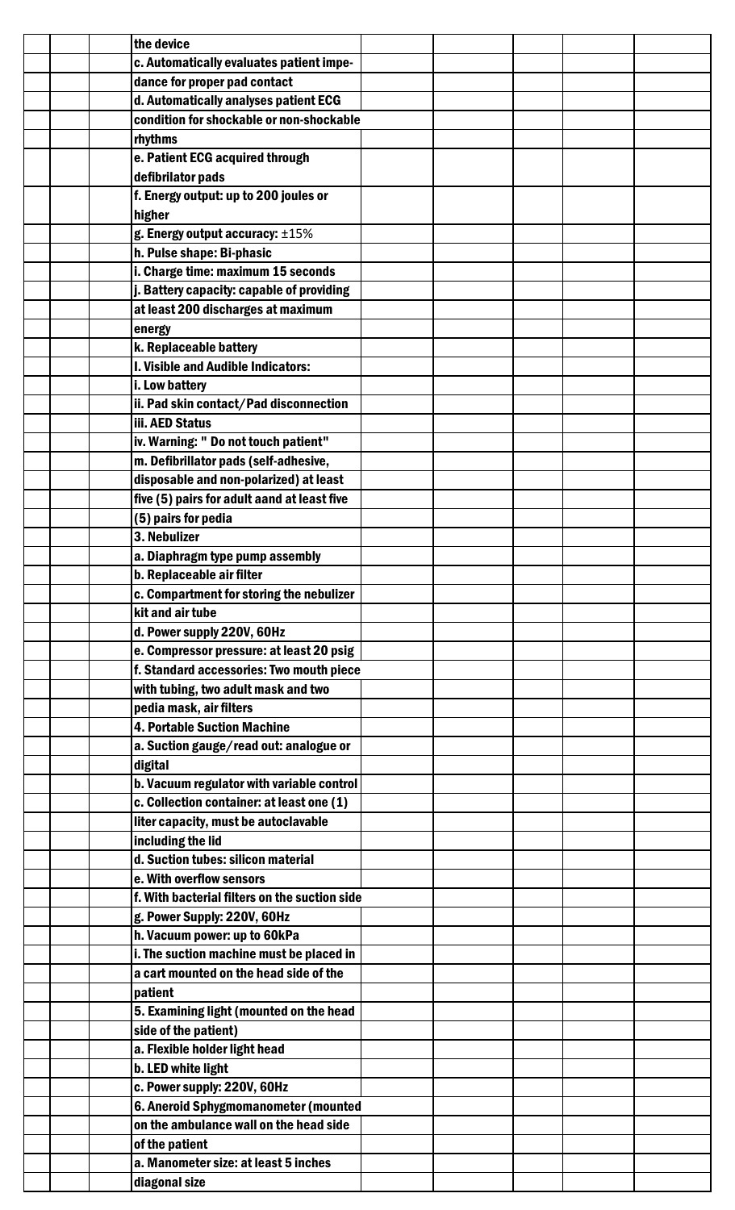| | | | | | | | |
|---|---|---|---|---|---|---|---|
| | | the device | | | | | |
| | | c. Automatically evaluates patient impedance for proper pad contact | | | | | |
| | | d. Automatically analyses patient ECG condition for shockable or non-shockable rhythms | | | | | |
| | | e. Patient ECG acquired through defibrilator pads | | | | | |
| | | f. Energy output: up to 200 joules or higher | | | | | |
| | | g. Energy output accuracy: ±15% | | | | | |
| | | h. Pulse shape: Bi-phasic | | | | | |
| | | i. Charge time: maximum 15 seconds | | | | | |
| | | j. Battery capacity: capable of providing at least 200 discharges at maximum energy | | | | | |
| | | k. Replaceable battery | | | | | |
| | | l. Visible and Audible Indicators: | | | | | |
| | | i. Low battery | | | | | |
| | | ii. Pad skin contact/Pad disconnection | | | | | |
| | | iii. AED Status | | | | | |
| | | iv. Warning: " Do not touch patient" | | | | | |
| | | m. Defibrillator pads (self-adhesive, disposable and non-polarized) at least five (5) pairs for adult aand at least five (5) pairs for pedia | | | | | |
| | | 3. Nebulizer | | | | | |
| | | a. Diaphragm type pump assembly | | | | | |
| | | b. Replaceable air filter | | | | | |
| | | c. Compartment for storing the nebulizer kit and air tube | | | | | |
| | | d. Power supply 220V, 60Hz | | | | | |
| | | e. Compressor pressure: at least 20 psig | | | | | |
| | | f. Standard accessories: Two mouth piece with tubing, two adult mask and two pedia mask, air filters | | | | | |
| | | 4. Portable Suction Machine | | | | | |
| | | a. Suction gauge/read out: analogue or digital | | | | | |
| | | b. Vacuum regulator with variable control | | | | | |
| | | c. Collection container: at least one (1) liter capacity, must be autoclavable including the lid | | | | | |
| | | d. Suction tubes: silicon material | | | | | |
| | | e. With overflow sensors | | | | | |
| | | f. With bacterial filters on the suction side | | | | | |
| | | g. Power Supply: 220V, 60Hz | | | | | |
| | | h. Vacuum power: up to 60kPa | | | | | |
| | | i. The suction machine must be placed in a cart mounted on the head side of the patient | | | | | |
| | | 5. Examining light (mounted on the head side of the patient) | | | | | |
| | | a. Flexible holder light head | | | | | |
| | | b. LED white light | | | | | |
| | | c. Power supply: 220V, 60Hz | | | | | |
| | | 6. Aneroid Sphygmomanometer (mounted on the ambulance wall on the head side of the patient | | | | | |
| | | a. Manometer size: at least 5 inches diagonal size | | | | | |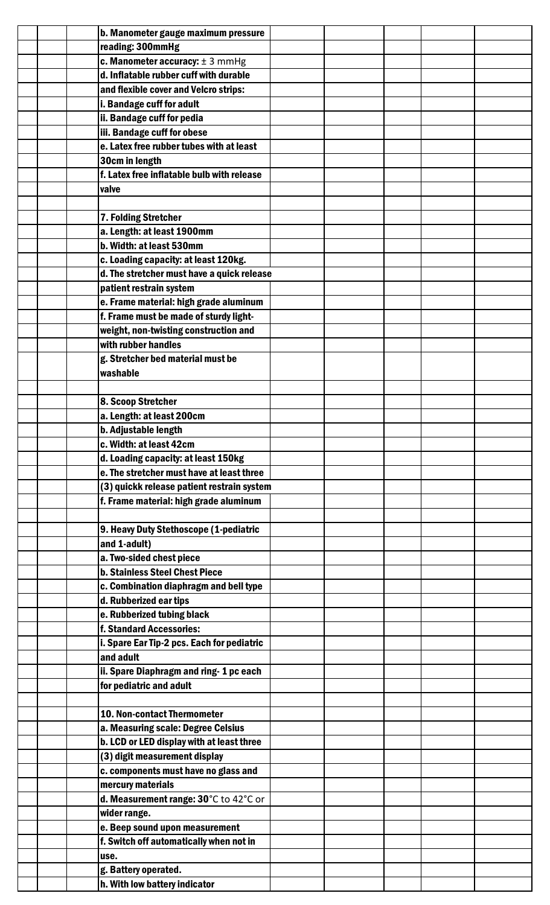| | | | | | | | |
|---|---|---|---|---|---|---|---|
| | | | **b. Manometer gauge maximum pressure reading: 300mmHg** | | | | |
| | | | **c. Manometer accuracy:** ± 3 mmHg | | | | |
| | | | **d. Inflatable rubber cuff with durable and flexible cover and Velcro strips:** | | | | |
| | | | **i. Bandage cuff for adult** | | | | |
| | | | **ii. Bandage cuff for pedia** | | | | |
| | | | **iii. Bandage cuff for obese** | | | | |
| | | | **e. Latex free rubber tubes with at least 30cm in length** | | | | |
| | | | **f. Latex free inflatable bulb with release valve** | | | | |
| | | | | | | | |
| | | | **7. Folding Stretcher** | | | | |
| | | | **a. Length: at least 1900mm** | | | | |
| | | | **b. Width: at least 530mm** | | | | |
| | | | **c. Loading capacity: at least 120kg.** | | | | |
| | | | **d. The stretcher must have a quick release patient restrain system** | | | | |
| | | | **e. Frame material: high grade aluminum** | | | | |
| | | | **f. Frame must be made of sturdy light-weight, non-twisting construction and with rubber handles** | | | | |
| | | | **g. Stretcher bed material must be washable** | | | | |
| | | | | | | | |
| | | | **8. Scoop Stretcher** | | | | |
| | | | **a. Length: at least 200cm** | | | | |
| | | | **b. Adjustable length** | | | | |
| | | | **c. Width: at least 42cm** | | | | |
| | | | **d. Loading capacity: at least 150kg** | | | | |
| | | | **e. The stretcher must have at least three (3) quickk release patient restrain system** | | | | |
| | | | **f. Frame material: high grade aluminum** | | | | |
| | | | | | | | |
| | | | **9. Heavy Duty Stethoscope (1-pediatric and 1-adult)** | | | | |
| | | | **a. Two-sided chest piece** | | | | |
| | | | **b. Stainless Steel Chest Piece** | | | | |
| | | | **c. Combination diaphragm and bell type** | | | | |
| | | | **d. Rubberized ear tips** | | | | |
| | | | **e. Rubberized tubing black** | | | | |
| | | | **f. Standard Accessories:** | | | | |
| | | | **i. Spare Ear Tip-2 pcs. Each for pediatric and adult** | | | | |
| | | | **ii. Spare Diaphragm and ring- 1 pc each for pediatric and adult** | | | | |
| | | | | | | | |
| | | | **10. Non-contact Thermometer** | | | | |
| | | | **a. Measuring scale: Degree Celsius** | | | | |
| | | | **b. LCD or LED display with at least three (3) digit measurement display** | | | | |
| | | | **c. components must have no glass and mercury materials** | | | | |
| | | | **d. Measurement range: 30**°C to 42°C or **wider range.** | | | | |
| | | | **e. Beep sound upon measurement** | | | | |
| | | | **f. Switch off automatically when not in use.** | | | | |
| | | | **g. Battery operated.** | | | | |
| | | | **h. With low battery indicator** | | | | |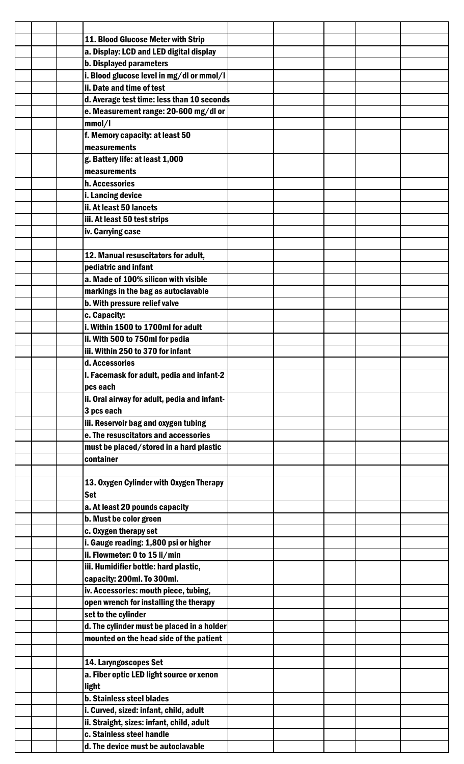| | | | | | | | |
|---|---|---|---|---|---|---|---|
| | | | | | | | |
| | | 11. Blood Glucose Meter with Strip | | | | | |
| | | a. Display: LCD and LED digital display | | | | | |
| | | b. Displayed parameters | | | | | |
| | | i. Blood glucose level in mg/dl or mmol/l | | | | | |
| | | ii. Date and time of test | | | | | |
| | | d. Average test time: less than 10 seconds | | | | | |
| | | e. Measurement range: 20-600 mg/dl or mmol/l | | | | | |
| | | f. Memory capacity: at least 50 measurements | | | | | |
| | | g. Battery life: at least 1,000 measurements | | | | | |
| | | h. Accessories | | | | | |
| | | i. Lancing device | | | | | |
| | | ii. At least 50 lancets | | | | | |
| | | iii. At least 50 test strips | | | | | |
| | | iv. Carrying case | | | | | |
| | | | | | | | |
| | | 12. Manual resuscitators for adult, pediatric and infant | | | | | |
| | | a. Made of 100% silicon with visible markings in the bag as autoclavable | | | | | |
| | | b. With pressure relief valve | | | | | |
| | | c. Capacity: | | | | | |
| | | i. Within 1500 to 1700ml for adult | | | | | |
| | | ii. With 500 to 750ml for pedia | | | | | |
| | | iii. Within 250 to 370 for infant | | | | | |
| | | d. Accessories | | | | | |
| | | I. Facemask for adult, pedia and infant-2 pcs each | | | | | |
| | | ii. Oral airway for adult, pedia and infant-3 pcs each | | | | | |
| | | iii. Reservoir bag and oxygen tubing | | | | | |
| | | e. The resuscitators and accessories must be placed/stored in a hard plastic container | | | | | |
| | | | | | | | |
| | | 13. Oxygen Cylinder with Oxygen Therapy Set | | | | | |
| | | a. At least 20 pounds capacity | | | | | |
| | | b. Must be color green | | | | | |
| | | c. Oxygen therapy set | | | | | |
| | | i. Gauge reading: 1,800 psi or higher | | | | | |
| | | ii. Flowmeter: 0 to 15 li/min | | | | | |
| | | iii. Humidifier bottle: hard plastic, capacity: 200ml. To 300ml. | | | | | |
| | | iv. Accessories: mouth piece, tubing, open wrench for installing the therapy set to the cylinder | | | | | |
| | | d. The cylinder must be placed in a holder mounted on the head side of the patient | | | | | |
| | | | | | | | |
| | | 14. Laryngoscopes Set | | | | | |
| | | a. Fiber optic LED light source or xenon light | | | | | |
| | | b. Stainless steel blades | | | | | |
| | | i. Curved, sized: infant, child, adult | | | | | |
| | | ii. Straight, sizes: infant, child, adult | | | | | |
| | | c. Stainless steel handle | | | | | |
| | | d. The device must be autoclavable | | | | | |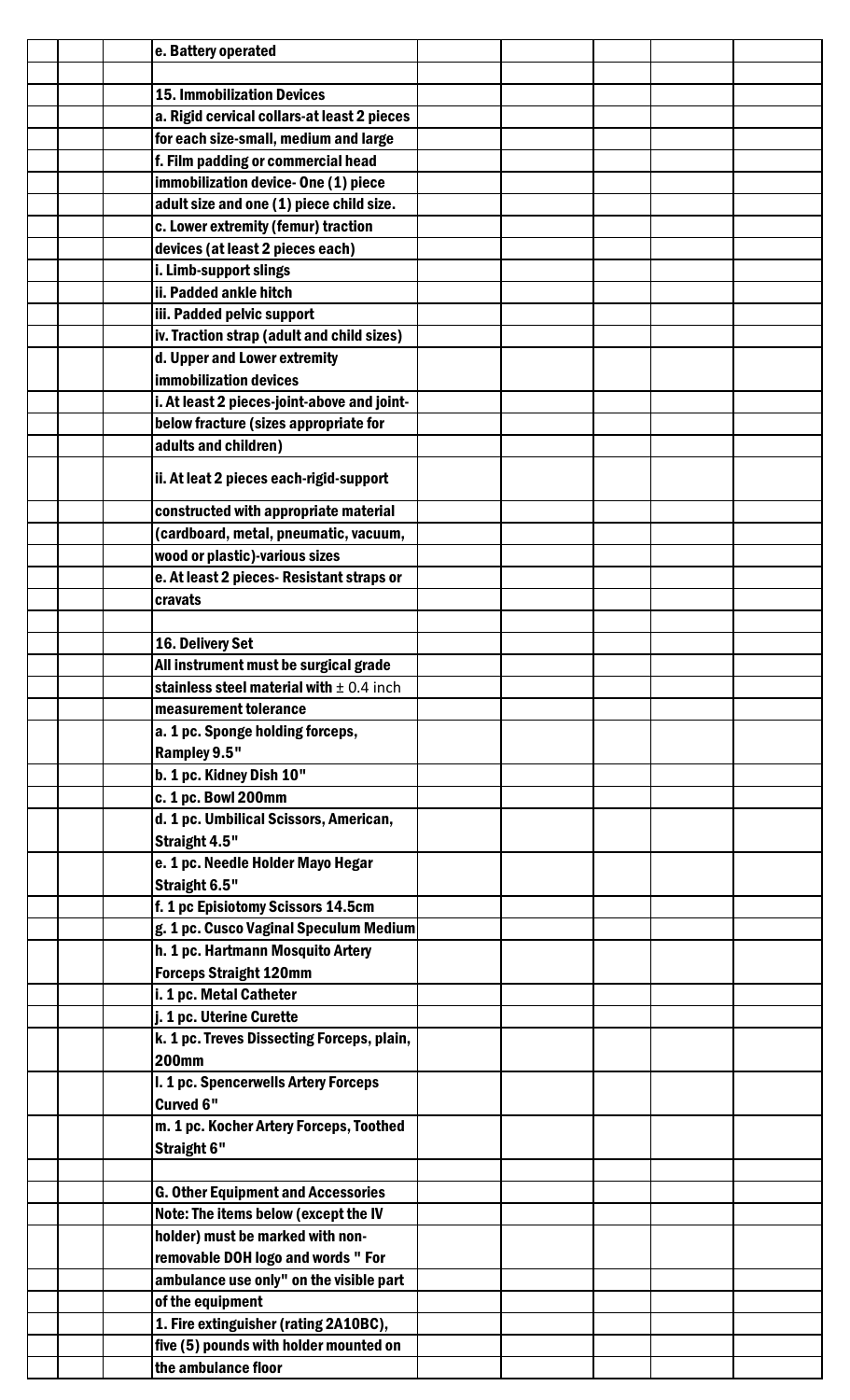| | | | | | | | |
|---|---|---|---|---|---|---|---|
| | | | e. Battery operated | | | | |
| | | | | | | | |
| | | | 15. Immobilization Devices | | | | |
| | | | a. Rigid cervical collars-at least 2 pieces | | | | |
| | | | for each size-small, medium and large | | | | |
| | | | f. Film padding or commercial head | | | | |
| | | | immobilization device- One (1) piece | | | | |
| | | | adult size and one (1) piece child size. | | | | |
| | | | c. Lower extremity (femur) traction | | | | |
| | | | devices (at least 2 pieces each) | | | | |
| | | | i. Limb-support slings | | | | |
| | | | ii. Padded ankle hitch | | | | |
| | | | iii. Padded pelvic support | | | | |
| | | | iv. Traction strap (adult and child sizes) | | | | |
| | | | d. Upper and Lower extremity | | | | |
| | | | immobilization devices | | | | |
| | | | i. At least 2 pieces-joint-above and joint- | | | | |
| | | | below fracture (sizes appropriate for | | | | |
| | | | adults and children) | | | | |
| | | | ii. At leat 2 pieces each-rigid-support | | | | |
| | | | constructed with appropriate material | | | | |
| | | | (cardboard, metal, pneumatic, vacuum, | | | | |
| | | | wood or plastic)-various sizes | | | | |
| | | | e. At least 2 pieces- Resistant straps or | | | | |
| | | | cravats | | | | |
| | | | | | | | |
| | | | 16. Delivery Set | | | | |
| | | | All instrument must be surgical grade | | | | |
| | | | stainless steel material with ± 0.4 inch | | | | |
| | | | measurement tolerance | | | | |
| | | | a. 1 pc. Sponge holding forceps, | | | | |
| | | | Rampley 9.5" | | | | |
| | | | b. 1 pc. Kidney Dish 10" | | | | |
| | | | c. 1 pc. Bowl 200mm | | | | |
| | | | d. 1 pc. Umbilical Scissors, American, | | | | |
| | | | Straight 4.5" | | | | |
| | | | e. 1 pc. Needle Holder Mayo Hegar | | | | |
| | | | Straight 6.5" | | | | |
| | | | f. 1 pc Episiotomy Scissors 14.5cm | | | | |
| | | | g. 1 pc. Cusco Vaginal Speculum Medium | | | | |
| | | | h. 1 pc. Hartmann Mosquito Artery | | | | |
| | | | Forceps Straight 120mm | | | | |
| | | | i. 1 pc. Metal Catheter | | | | |
| | | | j. 1 pc. Uterine Curette | | | | |
| | | | k. 1 pc. Treves Dissecting Forceps, plain, | | | | |
| | | | 200mm | | | | |
| | | | l. 1 pc. Spencerwells Artery Forceps | | | | |
| | | | Curved 6" | | | | |
| | | | m. 1 pc. Kocher Artery Forceps, Toothed | | | | |
| | | | Straight 6" | | | | |
| | | | | | | | |
| | | | G. Other Equipment and Accessories | | | | |
| | | | Note: The items below (except the IV | | | | |
| | | | holder) must be marked with non- | | | | |
| | | | removable DOH logo and words " For | | | | |
| | | | ambulance use only" on the visible part | | | | |
| | | | of the equipment | | | | |
| | | | 1. Fire extinguisher (rating 2A10BC), | | | | |
| | | | five (5) pounds with holder mounted on | | | | |
| | | | the ambulance floor | | | | |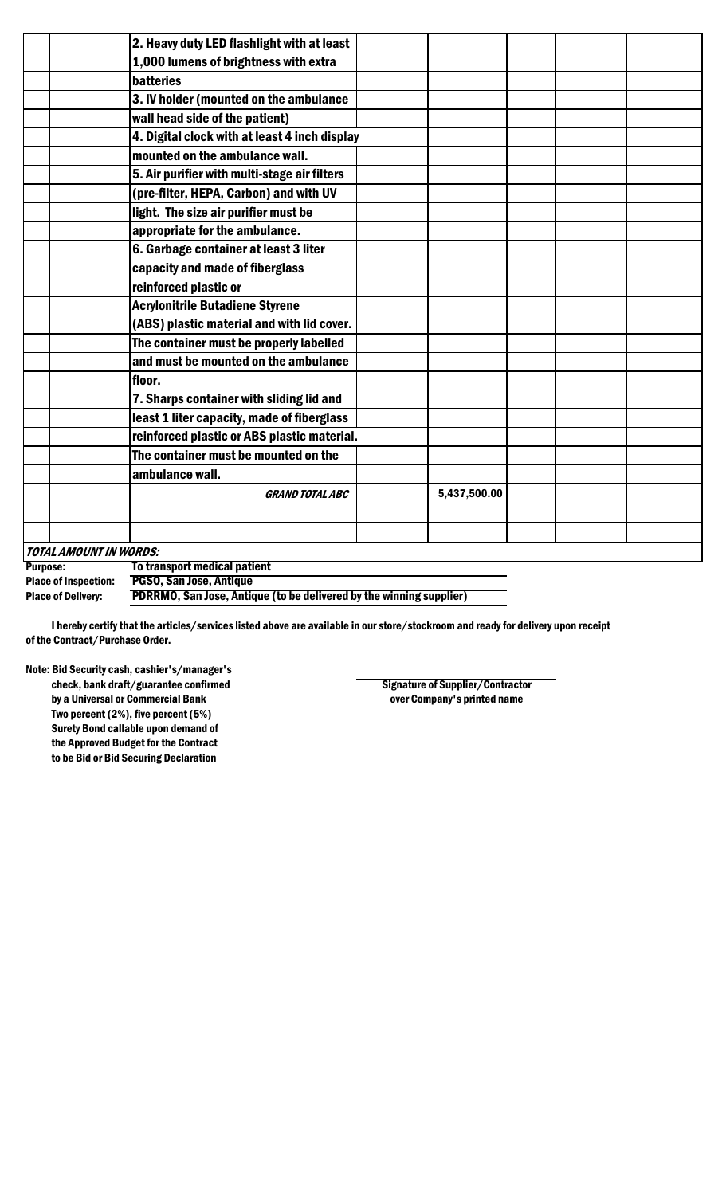| | | | | | | | |
|---|---|---|---|---|---|---|---|
| | | | 2. Heavy duty LED flashlight with at least | | | | |
| | | | 1,000 lumens of brightness with extra | | | | |
| | | | batteries | | | | |
| | | | 3. IV holder (mounted on the ambulance | | | | |
| | | | wall head side of the patient) | | | | |
| | | | 4. Digital clock with at least 4 inch display | | | | |
| | | | mounted on the ambulance wall. | | | | |
| | | | 5. Air purifier with multi-stage air filters | | | | |
| | | | (pre-filter, HEPA, Carbon) and with UV | | | | |
| | | | light. The size air purifier must be | | | | |
| | | | appropriate for the ambulance. | | | | |
| | | | 6. Garbage container at least 3 liter | | | | |
| | | | capacity and made of fiberglass | | | | |
| | | | reinforced plastic or | | | | |
| | | | Acrylonitrile Butadiene Styrene | | | | |
| | | | (ABS) plastic material and with lid cover. | | | | |
| | | | The container must be properly labelled | | | | |
| | | | and must be mounted on the ambulance | | | | |
| | | | floor. | | | | |
| | | | 7. Sharps container with sliding lid and | | | | |
| | | | least 1 liter capacity, made of fiberglass | | | | |
| | | | reinforced plastic or ABS plastic material. | | | | |
| | | | The container must be mounted on the | | | | |
| | | | ambulance wall. | | | | |
| | | | *GRAND TOTAL ABC* | 5,437,500.00 | | | |
| | | | | | | | |
| | | | | | | | |

*TOTAL AMOUNT IN WORDS:*

**Purpose:** To transport medical patient

**Place of Inspection:** PGSO, San Jose, Antique

**Place of Delivery:** PDRRMO, San Jose, Antique (to be delivered by the winning supplier)

I hereby certify that the articles/services listed above are available in our store/stockroom and ready for delivery upon receipt of the Contract/Purchase Order.

Note: Bid Security cash, cashier's/manager's check, bank draft/guarantee confirmed by a Universal or Commercial Bank Two percent (2%), five percent (5%) Surety Bond callable upon demand of the Approved Budget for the Contract to be Bid or Bid Securing Declaration

Signature of Supplier/Contractor
over Company's printed name